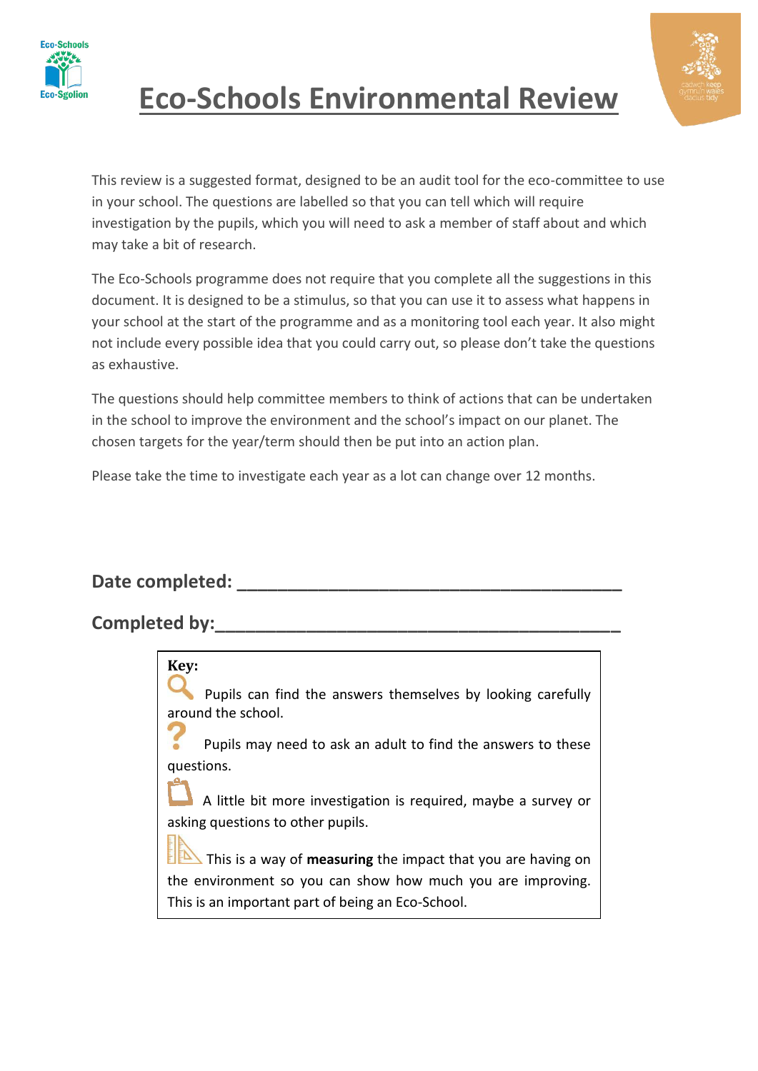# Eco-Schools Environmental Review

This review is a suggested format, designed to be an audit tool for the eco-committee to use in your school. The questions are labelled so that you can tell which will require investigation by the pupils, which you will need to ask a member of staff about and which may take a bit of research.

The Eco-Schools programme does not require that you complete all the suggestions in this document. It is designed to be a stimulus, so that you can use it to assess what happens in your school at the start of the programme and as a monitoring tool each year. It also might not include every possible idea that you could carry out, so please don't take the questions as exhaustive.

The questions should help committee members to think of actions that can be undertaken in the school to improve the environment and the school's impact on our planet. The chosen targets for the year/term should then be put into an action plan.

Please take the time to investigate each year as a lot can change over 12 months.

**Date completed:** ________________________________________

**Completed by:** ________________________________________

**Key:**

Pupils can find the answers themselves by looking carefully around the school.

Pupils may need to ask an adult to find the answers to these questions.

A little bit more investigation is required, maybe a survey or asking questions to other pupils.

This is a way of **measuring** the impact that you are having on the environment so you can show how much you are improving. This is an important part of being an Eco-School.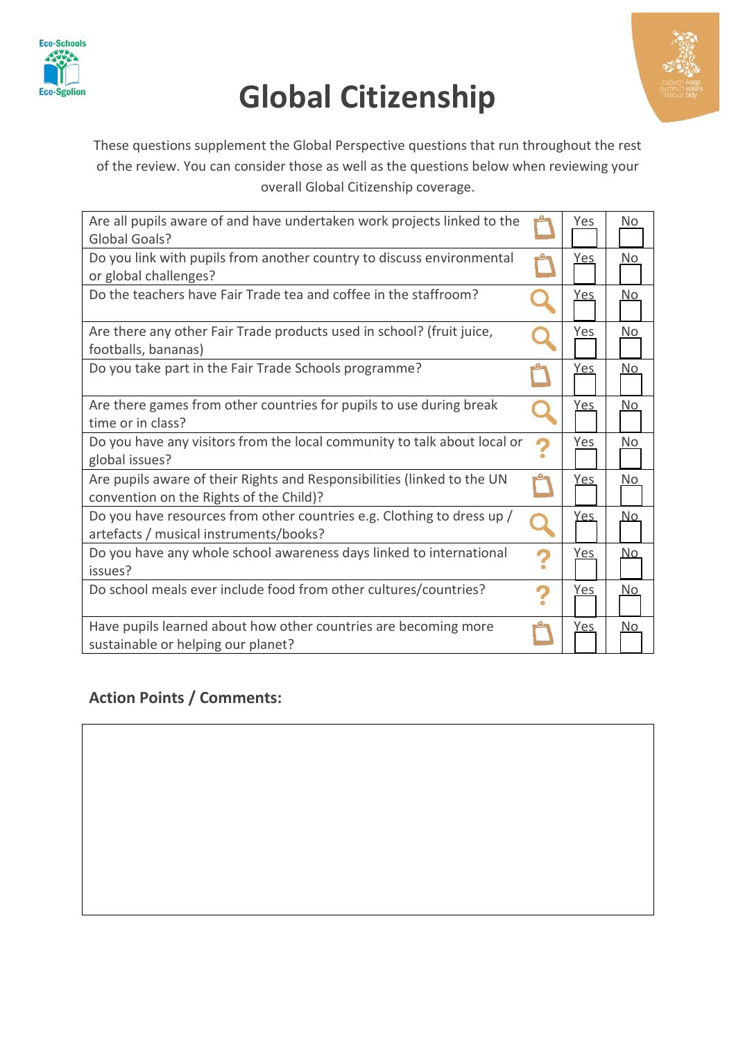# Global Citizenship

These questions supplement the Global Perspective questions that run throughout the rest of the review. You can consider those as well as the questions below when reviewing your overall Global Citizenship coverage.

| Question | | Yes | No |
|---|---|---|---|
| Are all pupils aware of and have undertaken work projects linked to the Global Goals? | | Yes | No |
| Do you link with pupils from another country to discuss environmental or global challenges? | | Yes | No |
| Do the teachers have Fair Trade tea and coffee in the staffroom? | | Yes | No |
| Are there any other Fair Trade products used in school? (fruit juice, footballs, bananas) | | Yes | No |
| Do you take part in the Fair Trade Schools programme? | | Yes | No |
| Are there games from other countries for pupils to use during break time or in class? | | Yes | No |
| Do you have any visitors from the local community to talk about local or global issues? | ? | Yes | No |
| Are pupils aware of their Rights and Responsibilities (linked to the UN convention on the Rights of the Child)? | | Yes | No |
| Do you have resources from other countries e.g. Clothing to dress up / artefacts / musical instruments/books? | | Yes | No |
| Do you have any whole school awareness days linked to international issues? | ? | Yes | No |
| Do school meals ever include food from other cultures/countries? | ? | Yes | No |
| Have pupils learned about how other countries are becoming more sustainable or helping our planet? | | Yes | No |

### Action Points / Comments: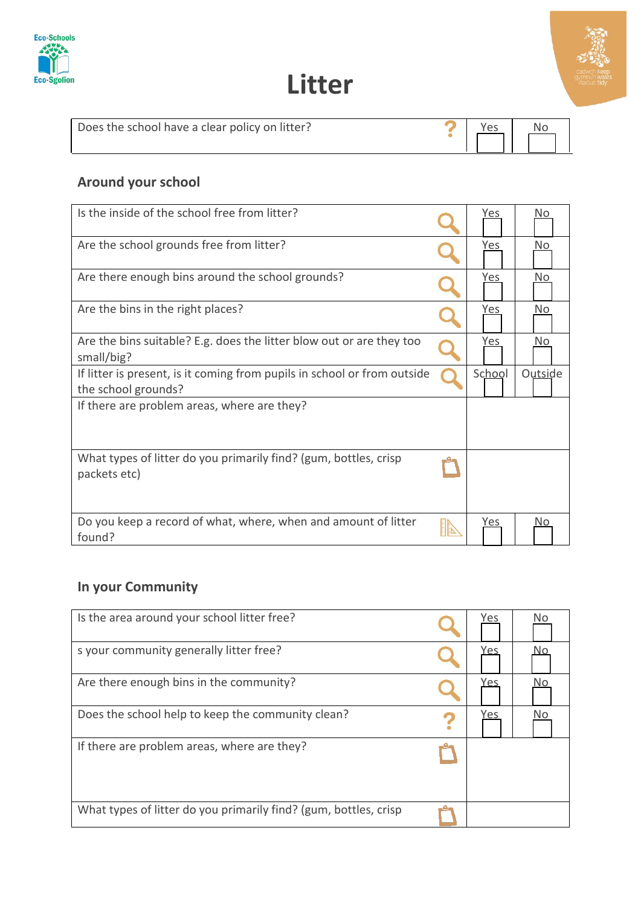# Litter

| Does the school have a clear policy on litter? | Yes | No |
|---|---|---|
| | | |

## Around your school

| Is the inside of the school free from litter? | Yes | No |
|---|---|---|
| Are the school grounds free from litter? | Yes | No |
| Are there enough bins around the school grounds? | Yes | No |
| Are the bins in the right places? | Yes | No |
| Are the bins suitable? E.g. does the litter blow out or are they too small/big? | Yes | No |
| If litter is present, is it coming from pupils in school or from outside the school grounds? | School | Outside |
| If there are problem areas, where are they? | | |
| What types of litter do you primarily find? (gum, bottles, crisp packets etc) | | |
| Do you keep a record of what, where, when and amount of litter found? | Yes | No |

## In your Community

| Is the area around your school litter free? | Yes | No |
|---|---|---|
| s your community generally litter free? | Yes | No |
| Are there enough bins in the community? | Yes | No |
| Does the school help to keep the community clean? | Yes | No |
| If there are problem areas, where are they? | | |
| What types of litter do you primarily find? (gum, bottles, crisp | | |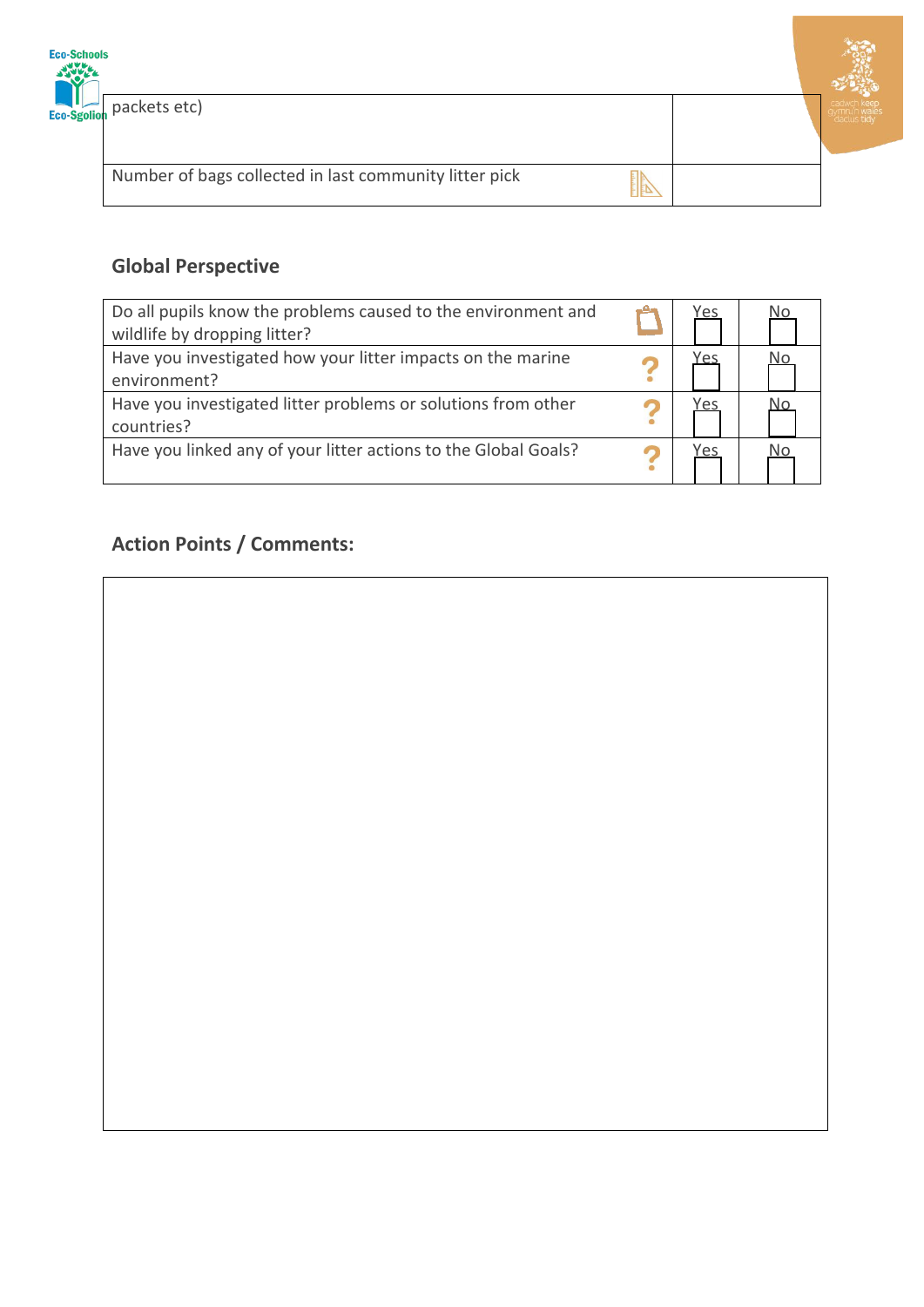| | |
|---|---|
| packets etc) | |
| Number of bags collected in last community litter pick | |

## Global Perspective

| | Yes | No |
|---|---|---|
| Do all pupils know the problems caused to the environment and wildlife by dropping litter? | Yes | No |
| Have you investigated how your litter impacts on the marine environment? | Yes | No |
| Have you investigated litter problems or solutions from other countries? | Yes | No |
| Have you linked any of your litter actions to the Global Goals? | Yes | No |

## Action Points / Comments: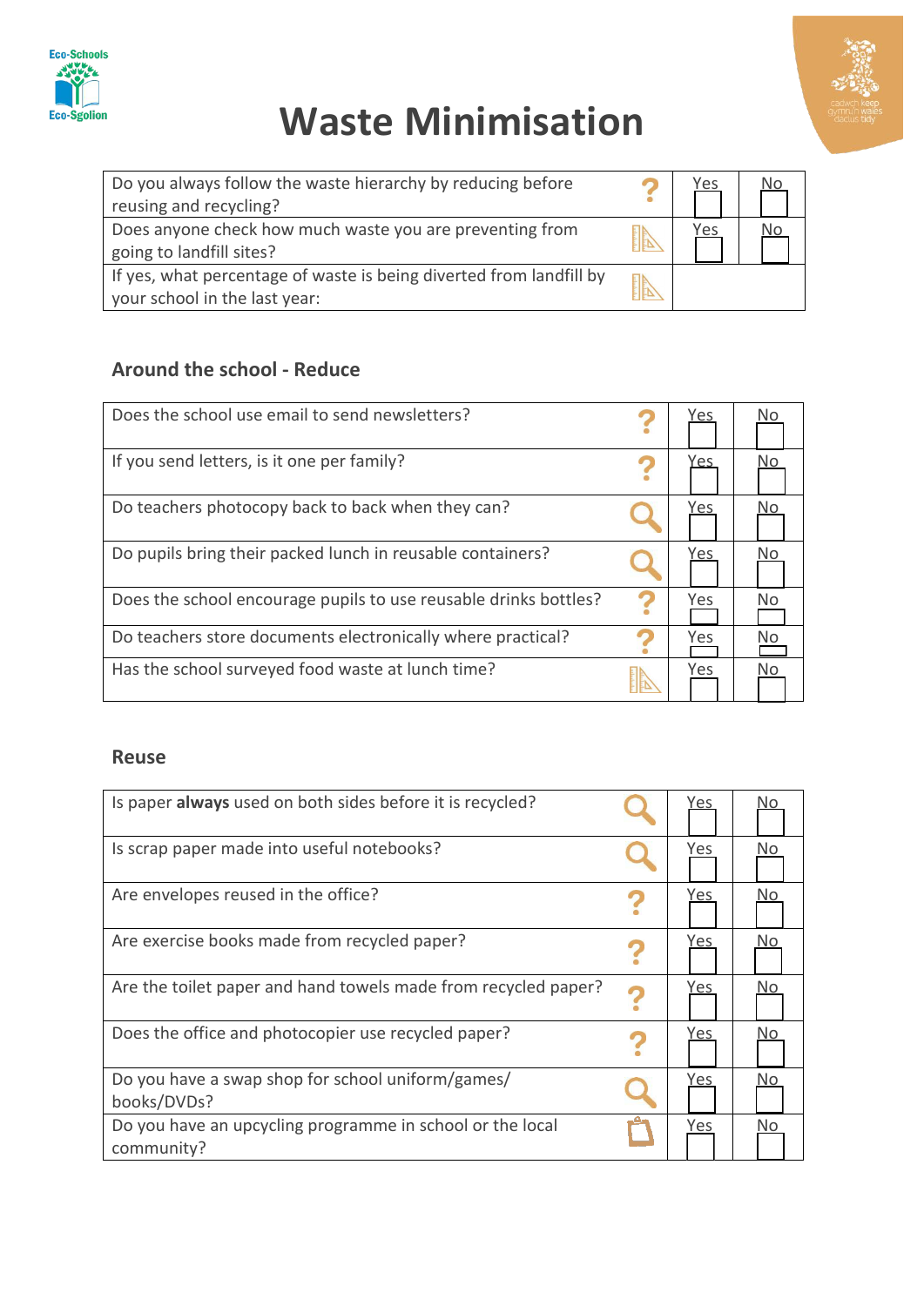# Waste Minimisation

| Question | | Yes | No |
|---|---|---|---|
| Do you always follow the waste hierarchy by reducing before reusing and recycling? | | Yes | No |
| Does anyone check how much waste you are preventing from going to landfill sites? | | Yes | No |
| If yes, what percentage of waste is being diverted from landfill by your school in the last year: | | | |

## Around the school - Reduce

| Question | | Yes | No |
|---|---|---|---|
| Does the school use email to send newsletters? | | Yes | No |
| If you send letters, is it one per family? | | Yes | No |
| Do teachers photocopy back to back when they can? | | Yes | No |
| Do pupils bring their packed lunch in reusable containers? | | Yes | No |
| Does the school encourage pupils to use reusable drinks bottles? | | Yes | No |
| Do teachers store documents electronically where practical? | | Yes | No |
| Has the school surveyed food waste at lunch time? | | Yes | No |

## Reuse

| Question | | Yes | No |
|---|---|---|---|
| Is paper **always** used on both sides before it is recycled? | | Yes | No |
| Is scrap paper made into useful notebooks? | | Yes | No |
| Are envelopes reused in the office? | | Yes | No |
| Are exercise books made from recycled paper? | | Yes | No |
| Are the toilet paper and hand towels made from recycled paper? | | Yes | No |
| Does the office and photocopier use recycled paper? | | Yes | No |
| Do you have a swap shop for school uniform/games/ books/DVDs? | | Yes | No |
| Do you have an upcycling programme in school or the local community? | | Yes | No |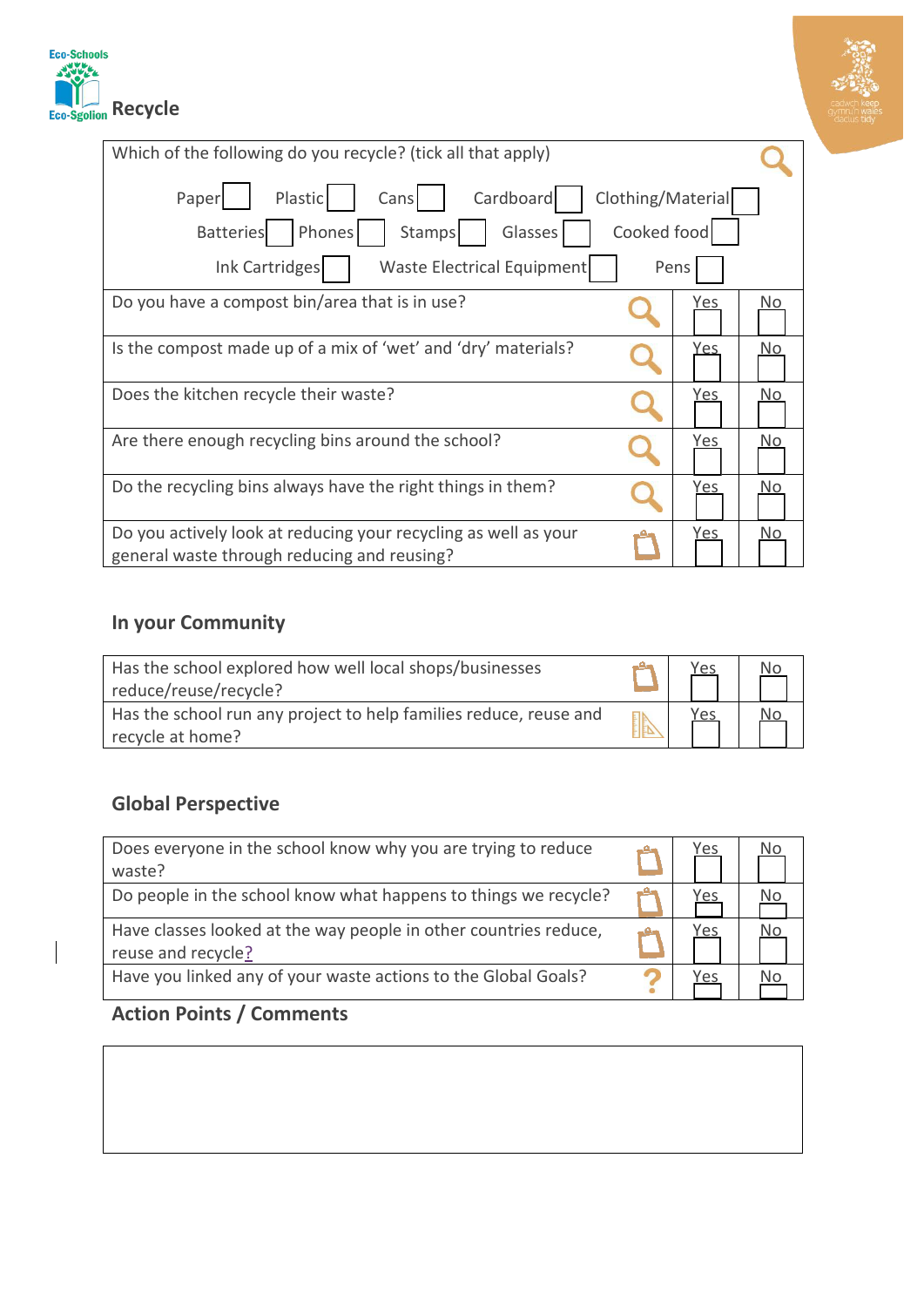## Recycle

| Which of the following do you recycle? (tick all that apply) | | |
|---|---|---|
| Paper ☐ Plastic ☐ Cans ☐ Cardboard ☐ Clothing/Material ☐ Batteries ☐ Phones ☐ Stamps ☐ Glasses ☐ Cooked food ☐ Ink Cartridges ☐ Waste Electrical Equipment ☐ Pens ☐ | | |
| Do you have a compost bin/area that is in use? | Yes ☐ | No ☐ |
| Is the compost made up of a mix of 'wet' and 'dry' materials? | Yes ☐ | No ☐ |
| Does the kitchen recycle their waste? | Yes ☐ | No ☐ |
| Are there enough recycling bins around the school? | Yes ☐ | No ☐ |
| Do the recycling bins always have the right things in them? | Yes ☐ | No ☐ |
| Do you actively look at reducing your recycling as well as your general waste through reducing and reusing? | Yes ☐ | No ☐ |

### In your Community

| Question | Yes | No |
|---|---|---|
| Has the school explored how well local shops/businesses reduce/reuse/recycle? | ☐ | ☐ |
| Has the school run any project to help families reduce, reuse and recycle at home? | ☐ | ☐ |

### Global Perspective

| Question | Yes | No |
|---|---|---|
| Does everyone in the school know why you are trying to reduce waste? | ☐ | ☐ |
| Do people in the school know what happens to things we recycle? | ☐ | ☐ |
| Have classes looked at the way people in other countries reduce, reuse and recycle? | ☐ | ☐ |
| Have you linked any of your waste actions to the Global Goals? | ☐ | ☐ |

### Action Points / Comments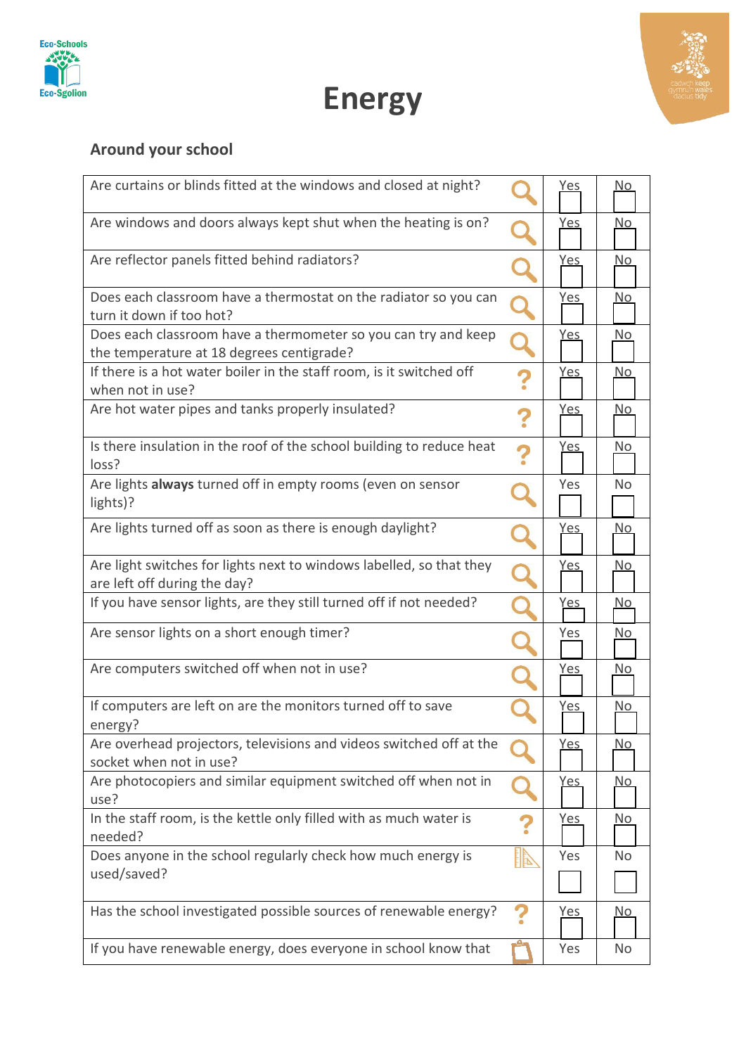# Energy

## Around your school

| | | Yes | No |
|---|---|---|---|
| Are curtains or blinds fitted at the windows and closed at night? | | | |
| Are windows and doors always kept shut when the heating is on? | | | |
| Are reflector panels fitted behind radiators? | | | |
| Does each classroom have a thermostat on the radiator so you can turn it down if too hot? | | | |
| Does each classroom have a thermometer so you can try and keep the temperature at 18 degrees centigrade? | | | |
| If there is a hot water boiler in the staff room, is it switched off when not in use? | ? | | |
| Are hot water pipes and tanks properly insulated? | ? | | |
| Is there insulation in the roof of the school building to reduce heat loss? | ? | | |
| Are lights **always** turned off in empty rooms (even on sensor lights)? | | | |
| Are lights turned off as soon as there is enough daylight? | | | |
| Are light switches for lights next to windows labelled, so that they are left off during the day? | | | |
| If you have sensor lights, are they still turned off if not needed? | | | |
| Are sensor lights on a short enough timer? | | | |
| Are computers switched off when not in use? | | | |
| If computers are left on are the monitors turned off to save energy? | | | |
| Are overhead projectors, televisions and videos switched off at the socket when not in use? | | | |
| Are photocopiers and similar equipment switched off when not in use? | | | |
| In the staff room, is the kettle only filled with as much water is needed? | ? | | |
| Does anyone in the school regularly check how much energy is used/saved? | | | |
| Has the school investigated possible sources of renewable energy? | ? | | |
| If you have renewable energy, does everyone in school know that | | | |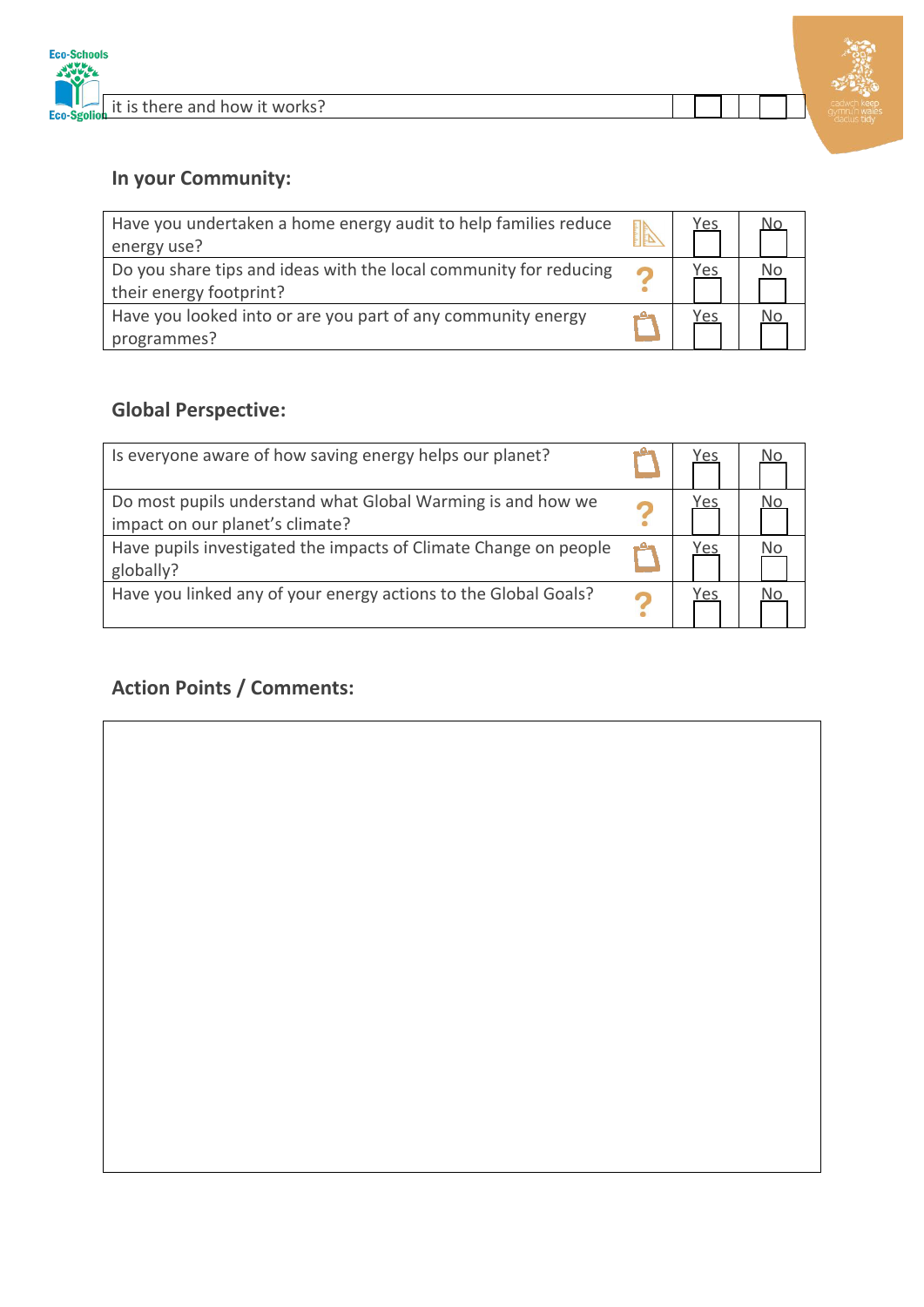| it is there and how it works? | | | |
|---|---|---|---|

## In your Community:

| Question | | Yes | No |
|---|---|---|---|
| Have you undertaken a home energy audit to help families reduce energy use? | | Yes | No |
| Do you share tips and ideas with the local community for reducing their energy footprint? | ? | Yes | No |
| Have you looked into or are you part of any community energy programmes? | | Yes | No |

## Global Perspective:

| Question | | Yes | No |
|---|---|---|---|
| Is everyone aware of how saving energy helps our planet? | | Yes | No |
| Do most pupils understand what Global Warming is and how we impact on our planet's climate? | ? | Yes | No |
| Have pupils investigated the impacts of Climate Change on people globally? | | Yes | No |
| Have you linked any of your energy actions to the Global Goals? | ? | Yes | No |

## Action Points / Comments: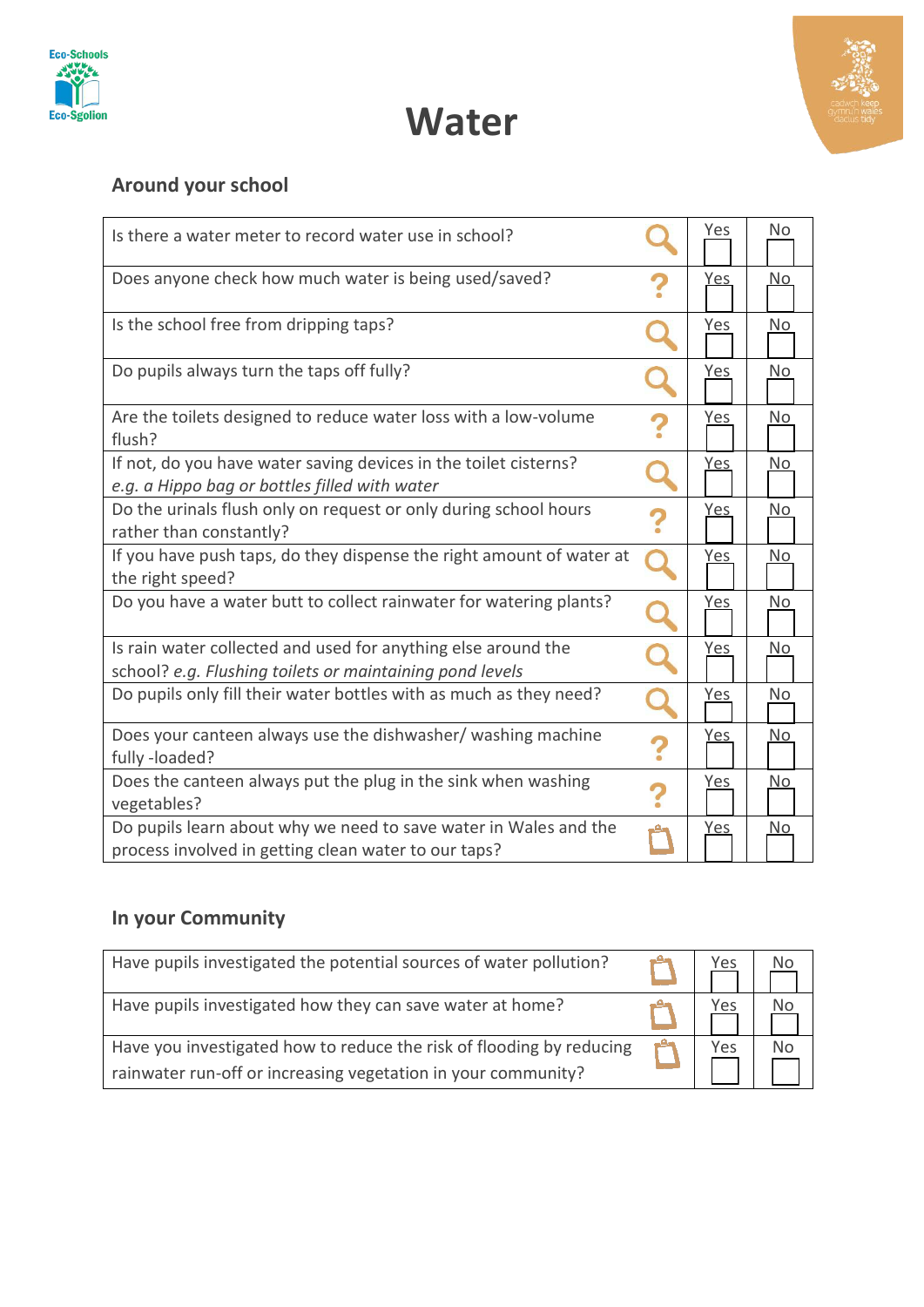# Water

## Around your school

| Question | | Yes | No |
|---|---|---|---|
| Is there a water meter to record water use in school? | | | |
| Does anyone check how much water is being used/saved? | ? | | |
| Is the school free from dripping taps? | | | |
| Do pupils always turn the taps off fully? | | | |
| Are the toilets designed to reduce water loss with a low-volume flush? | ? | | |
| If not, do you have water saving devices in the toilet cisterns? *e.g. a Hippo bag or bottles filled with water* | | | |
| Do the urinals flush only on request or only during school hours rather than constantly? | ? | | |
| If you have push taps, do they dispense the right amount of water at the right speed? | | | |
| Do you have a water butt to collect rainwater for watering plants? | | | |
| Is rain water collected and used for anything else around the school? *e.g. Flushing toilets or maintaining pond levels* | | | |
| Do pupils only fill their water bottles with as much as they need? | | | |
| Does your canteen always use the dishwasher/ washing machine fully -loaded? | ? | | |
| Does the canteen always put the plug in the sink when washing vegetables? | ? | | |
| Do pupils learn about why we need to save water in Wales and the process involved in getting clean water to our taps? | | | |

## In your Community

| Question | | Yes | No |
|---|---|---|---|
| Have pupils investigated the potential sources of water pollution? | | | |
| Have pupils investigated how they can save water at home? | | | |
| Have you investigated how to reduce the risk of flooding by reducing rainwater run-off or increasing vegetation in your community? | | | |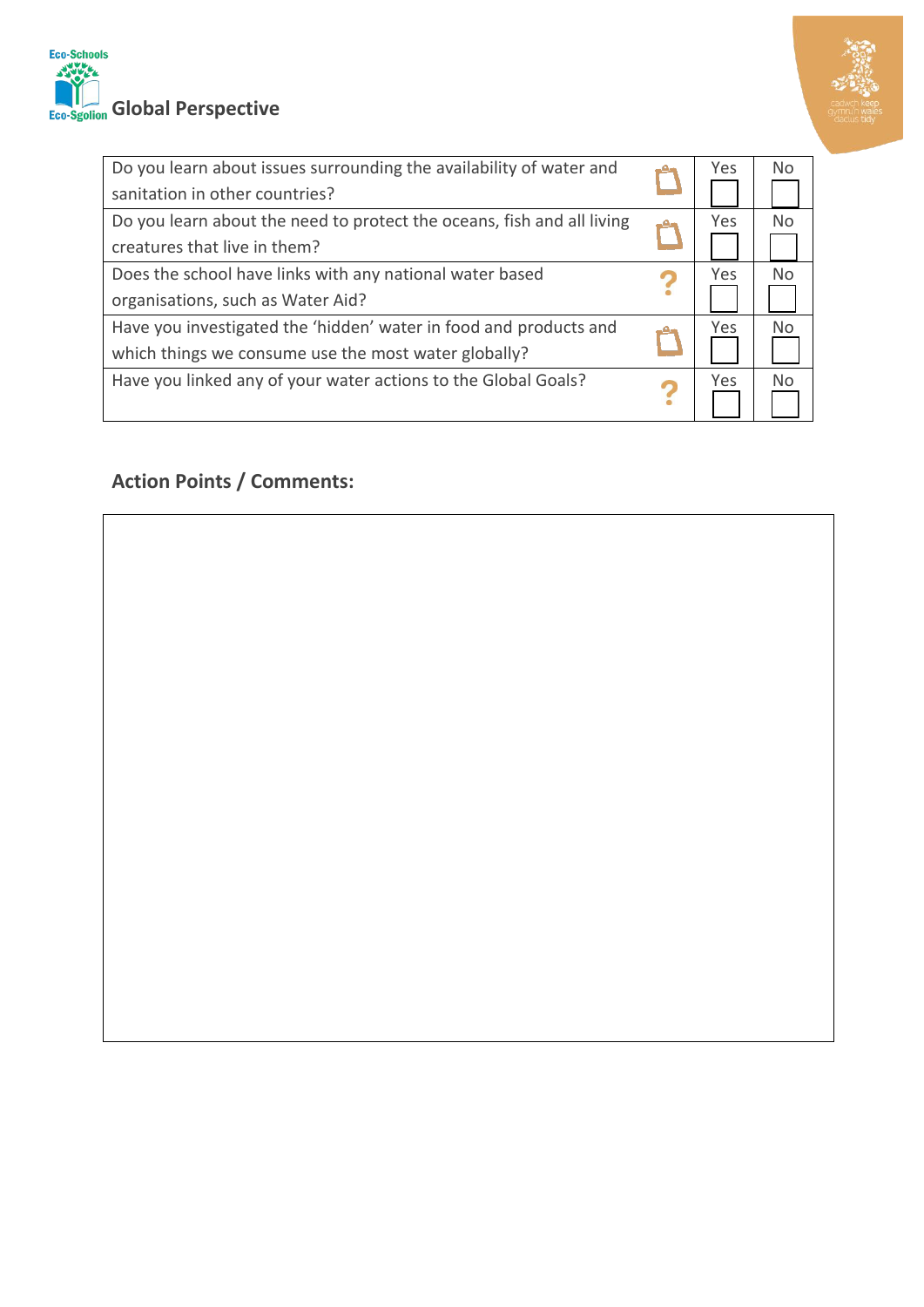## Global Perspective

| Question | | Yes | No |
| --- | --- | --- | --- |
| Do you learn about issues surrounding the availability of water and sanitation in other countries? | | ☐ | ☐ |
| Do you learn about the need to protect the oceans, fish and all living creatures that live in them? | | ☐ | ☐ |
| Does the school have links with any national water based organisations, such as Water Aid? | ? | ☐ | ☐ |
| Have you investigated the 'hidden' water in food and products and which things we consume use the most water globally? | | ☐ | ☐ |
| Have you linked any of your water actions to the Global Goals? | ? | ☐ | ☐ |

### Action Points / Comments: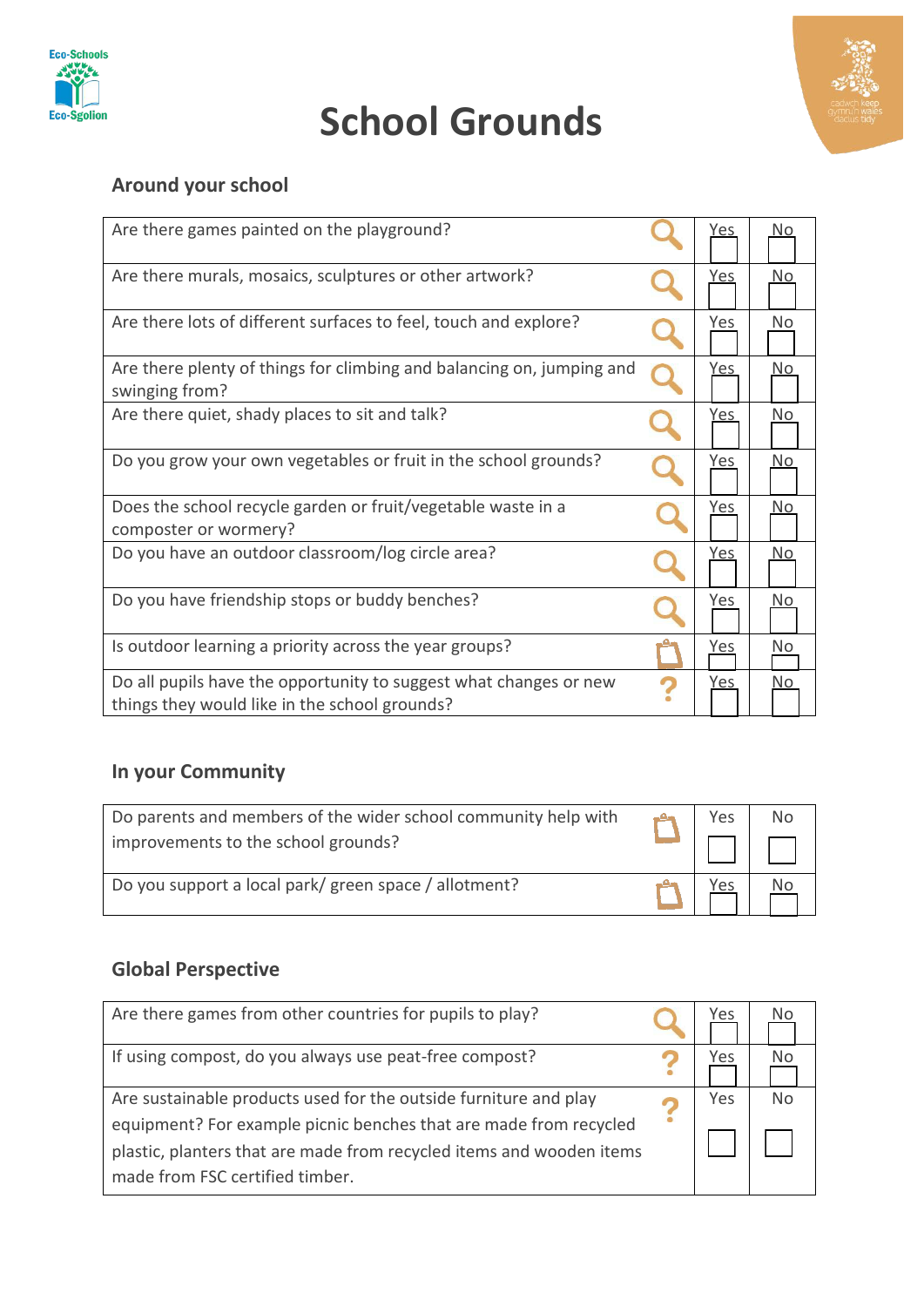# School Grounds

## Around your school

| Question | | Yes | No |
|---|---|---|---|
| Are there games painted on the playground? | | Yes ☐ | No ☐ |
| Are there murals, mosaics, sculptures or other artwork? | | Yes ☐ | No ☐ |
| Are there lots of different surfaces to feel, touch and explore? | | Yes ☐ | No ☐ |
| Are there plenty of things for climbing and balancing on, jumping and swinging from? | | Yes ☐ | No ☐ |
| Are there quiet, shady places to sit and talk? | | Yes ☐ | No ☐ |
| Do you grow your own vegetables or fruit in the school grounds? | | Yes ☐ | No ☐ |
| Does the school recycle garden or fruit/vegetable waste in a composter or wormery? | | Yes ☐ | No ☐ |
| Do you have an outdoor classroom/log circle area? | | Yes ☐ | No ☐ |
| Do you have friendship stops or buddy benches? | | Yes ☐ | No ☐ |
| Is outdoor learning a priority across the year groups? | | Yes ☐ | No ☐ |
| Do all pupils have the opportunity to suggest what changes or new things they would like in the school grounds? | ? | Yes ☐ | No ☐ |

## In your Community

| Question | | Yes | No |
|---|---|---|---|
| Do parents and members of the wider school community help with improvements to the school grounds? | | Yes ☐ | No ☐ |
| Do you support a local park/ green space / allotment? | | Yes ☐ | No ☐ |

## Global Perspective

| Question | | Yes | No |
|---|---|---|---|
| Are there games from other countries for pupils to play? | | Yes ☐ | No ☐ |
| If using compost, do you always use peat-free compost? | ? | Yes ☐ | No ☐ |
| Are sustainable products used for the outside furniture and play equipment? For example picnic benches that are made from recycled plastic, planters that are made from recycled items and wooden items made from FSC certified timber. | ? | Yes ☐ | No ☐ |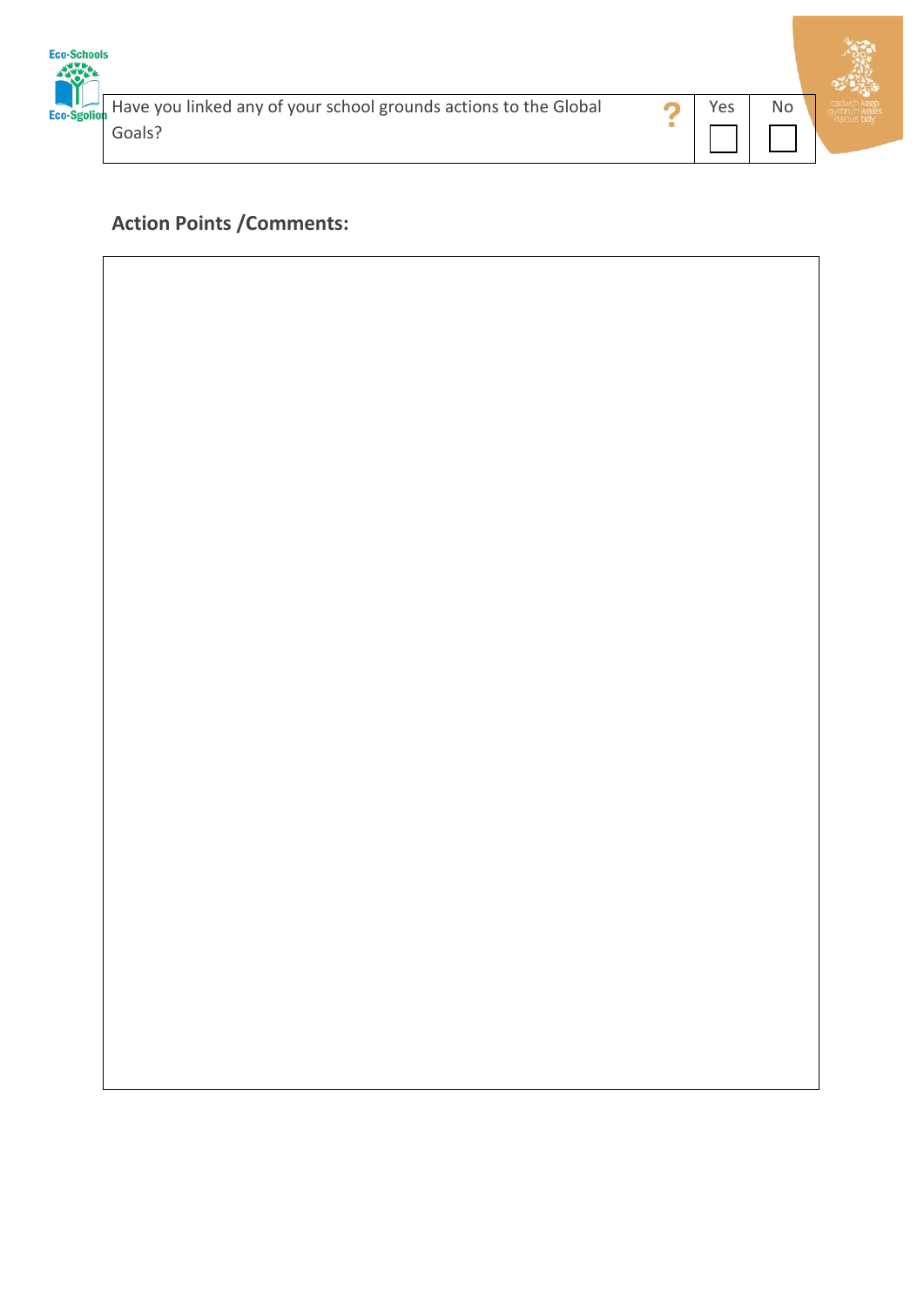| Have you linked any of your school grounds actions to the Global Goals? | ? | Yes | No |
|---|---|---|---|
| | | ☐ | ☐ |

**Action Points /Comments:**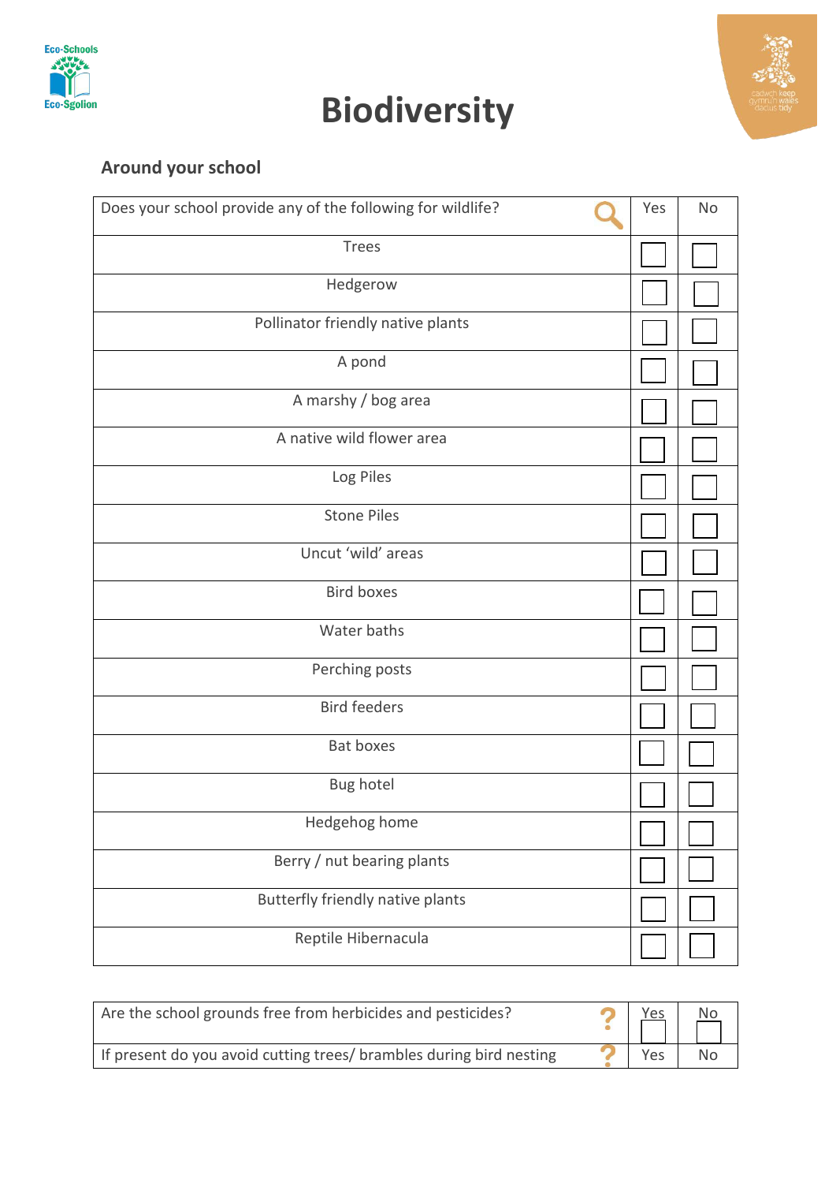# Biodiversity

## Around your school

| Does your school provide any of the following for wildlife? | Yes | No |
|---|---|---|
| Trees | ☐ | ☐ |
| Hedgerow | ☐ | ☐ |
| Pollinator friendly native plants | ☐ | ☐ |
| A pond | ☐ | ☐ |
| A marshy / bog area | ☐ | ☐ |
| A native wild flower area | ☐ | ☐ |
| Log Piles | ☐ | ☐ |
| Stone Piles | ☐ | ☐ |
| Uncut 'wild' areas | ☐ | ☐ |
| Bird boxes | ☐ | ☐ |
| Water baths | ☐ | ☐ |
| Perching posts | ☐ | ☐ |
| Bird feeders | ☐ | ☐ |
| Bat boxes | ☐ | ☐ |
| Bug hotel | ☐ | ☐ |
| Hedgehog home | ☐ | ☐ |
| Berry / nut bearing plants | ☐ | ☐ |
| Butterfly friendly native plants | ☐ | ☐ |
| Reptile Hibernacula | ☐ | ☐ |

| | Yes | No |
|---|---|---|
| Are the school grounds free from herbicides and pesticides? | ☐ | ☐ |
| If present do you avoid cutting trees/ brambles during bird nesting | Yes | No |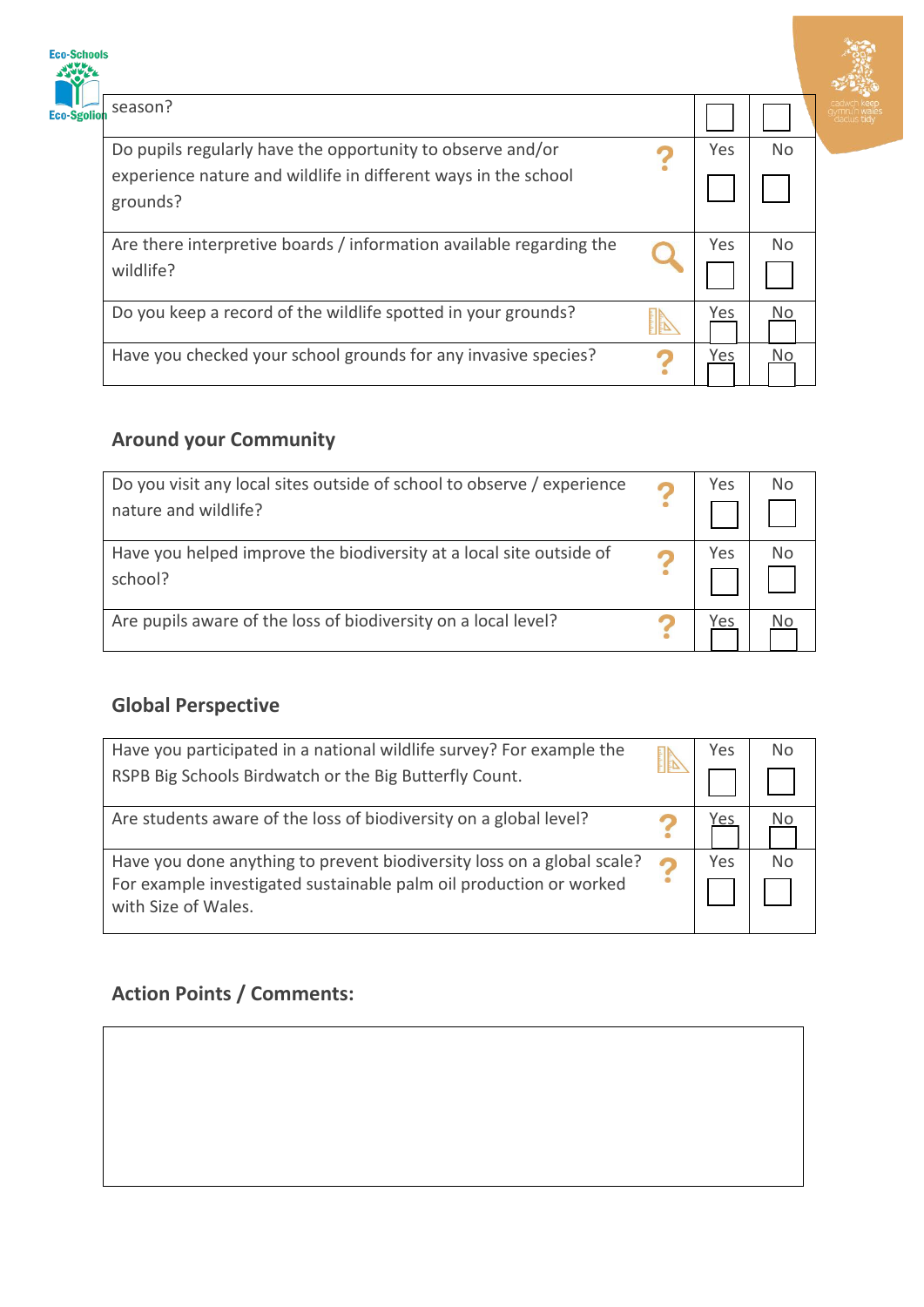| season? | | ☐ | ☐ |
|---|---|---|---|
| Do pupils regularly have the opportunity to observe and/or experience nature and wildlife in different ways in the school grounds? | ? | Yes ☐ | No ☐ |
| Are there interpretive boards / information available regarding the wildlife? | 🔍 | Yes ☐ | No ☐ |
| Do you keep a record of the wildlife spotted in your grounds? | 📐 | Yes ☐ | No ☐ |
| Have you checked your school grounds for any invasive species? | ? | Yes ☐ | No ☐ |

## Around your Community

| | | | |
|---|---|---|---|
| Do you visit any local sites outside of school to observe / experience nature and wildlife? | ? | Yes ☐ | No ☐ |
| Have you helped improve the biodiversity at a local site outside of school? | ? | Yes ☐ | No ☐ |
| Are pupils aware of the loss of biodiversity on a local level? | ? | Yes ☐ | No ☐ |

## Global Perspective

| | | | |
|---|---|---|---|
| Have you participated in a national wildlife survey? For example the RSPB Big Schools Birdwatch or the Big Butterfly Count. | 📐 | Yes ☐ | No ☐ |
| Are students aware of the loss of biodiversity on a global level? | ? | Yes ☐ | No ☐ |
| Have you done anything to prevent biodiversity loss on a global scale? For example investigated sustainable palm oil production or worked with Size of Wales. | ? | Yes ☐ | No ☐ |

## Action Points / Comments: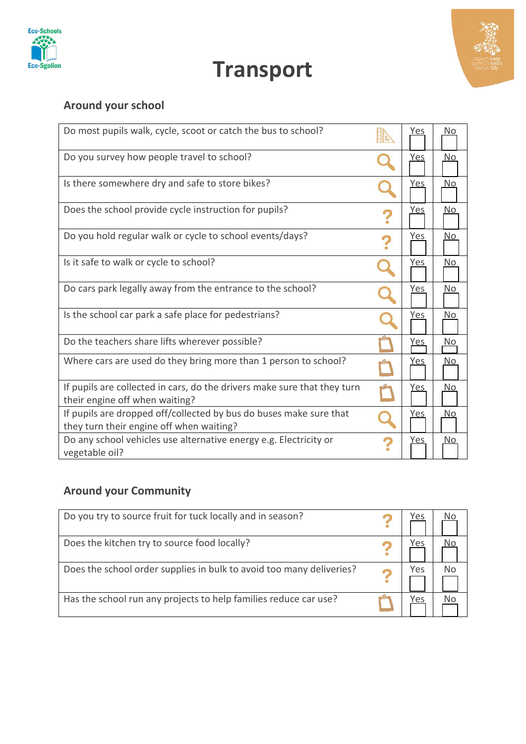# Transport

## Around your school

| Question | Yes | No |
|---|---|---|
| Do most pupils walk, cycle, scoot or catch the bus to school? | Yes | No |
| Do you survey how people travel to school? | Yes | No |
| Is there somewhere dry and safe to store bikes? | Yes | No |
| Does the school provide cycle instruction for pupils? | Yes | No |
| Do you hold regular walk or cycle to school events/days? | Yes | No |
| Is it safe to walk or cycle to school? | Yes | No |
| Do cars park legally away from the entrance to the school? | Yes | No |
| Is the school car park a safe place for pedestrians? | Yes | No |
| Do the teachers share lifts wherever possible? | Yes | No |
| Where cars are used do they bring more than 1 person to school? | Yes | No |
| If pupils are collected in cars, do the drivers make sure that they turn their engine off when waiting? | Yes | No |
| If pupils are dropped off/collected by bus do buses make sure that they turn their engine off when waiting? | Yes | No |
| Do any school vehicles use alternative energy e.g. Electricity or vegetable oil? | Yes | No |

## Around your Community

| Question | Yes | No |
|---|---|---|
| Do you try to source fruit for tuck locally and in season? | Yes | No |
| Does the kitchen try to source food locally? | Yes | No |
| Does the school order supplies in bulk to avoid too many deliveries? | Yes | No |
| Has the school run any projects to help families reduce car use? | Yes | No |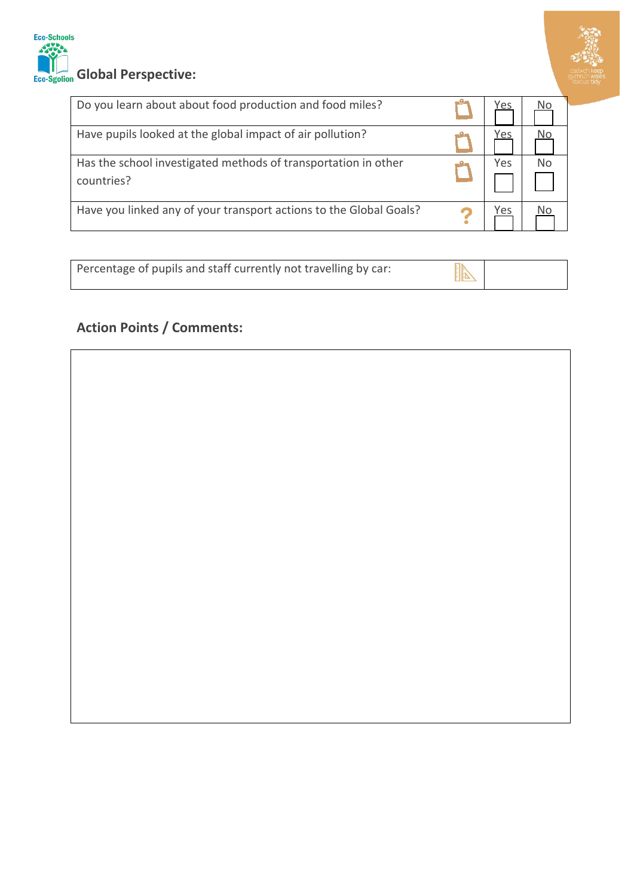## Global Perspective:

| Question | Yes | No |
|---|---|---|
| Do you learn about about food production and food miles? | Yes ☐ | No ☐ |
| Have pupils looked at the global impact of air pollution? | Yes ☐ | No ☐ |
| Has the school investigated methods of transportation in other countries? | Yes ☐ | No ☐ |
| Have you linked any of your transport actions to the Global Goals? | Yes ☐ | No ☐ |

| Percentage of pupils and staff currently not travelling by car: | |
|---|---|

### Action Points / Comments: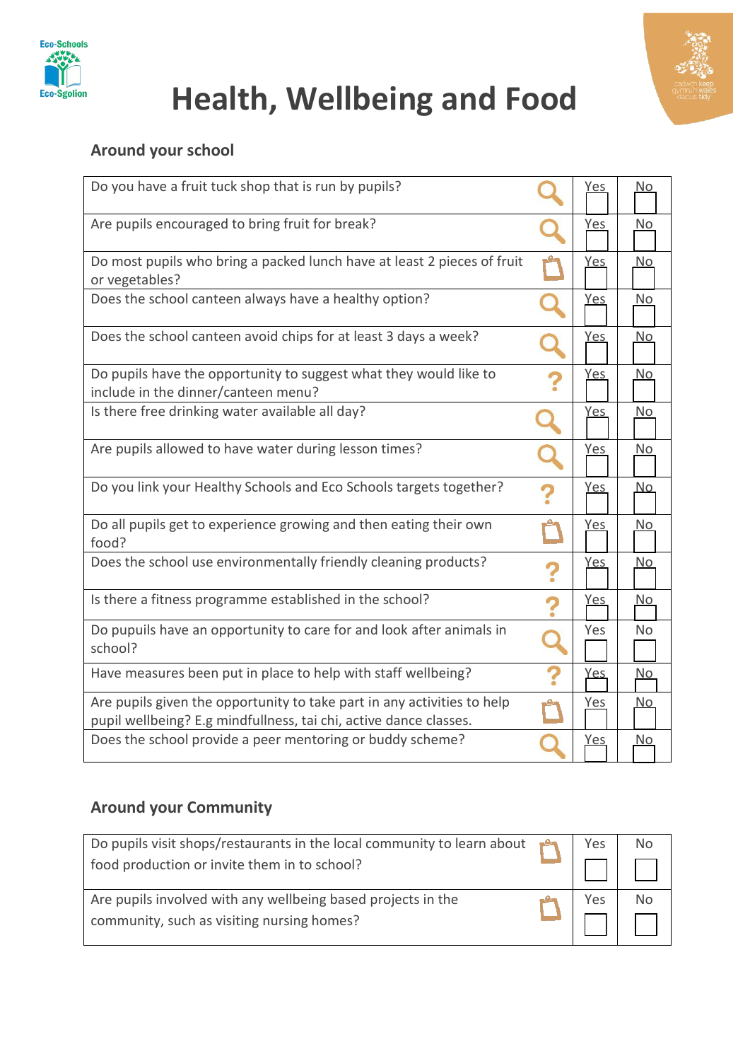# Health, Wellbeing and Food

## Around your school

| Question | | Yes | No |
|---|---|---|---|
| Do you have a fruit tuck shop that is run by pupils? | | Yes | No |
| Are pupils encouraged to bring fruit for break? | | Yes | No |
| Do most pupils who bring a packed lunch have at least 2 pieces of fruit or vegetables? | | Yes | No |
| Does the school canteen always have a healthy option? | | Yes | No |
| Does the school canteen avoid chips for at least 3 days a week? | | Yes | No |
| Do pupils have the opportunity to suggest what they would like to include in the dinner/canteen menu? | ? | Yes | No |
| Is there free drinking water available all day? | | Yes | No |
| Are pupils allowed to have water during lesson times? | | Yes | No |
| Do you link your Healthy Schools and Eco Schools targets together? | ? | Yes | No |
| Do all pupils get to experience growing and then eating their own food? | | Yes | No |
| Does the school use environmentally friendly cleaning products? | ? | Yes | No |
| Is there a fitness programme established in the school? | ? | Yes | No |
| Do pupuils have an opportunity to care for and look after animals in school? | | Yes | No |
| Have measures been put in place to help with staff wellbeing? | ? | Yes | No |
| Are pupils given the opportunity to take part in any activities to help pupil wellbeing? E.g mindfullness, tai chi, active dance classes. | | Yes | No |
| Does the school provide a peer mentoring or buddy scheme? | | Yes | No |

## Around your Community

| Question | | Yes | No |
|---|---|---|---|
| Do pupils visit shops/restaurants in the local community to learn about food production or invite them in to school? | | Yes | No |
| Are pupils involved with any wellbeing based projects in the community, such as visiting nursing homes? | | Yes | No |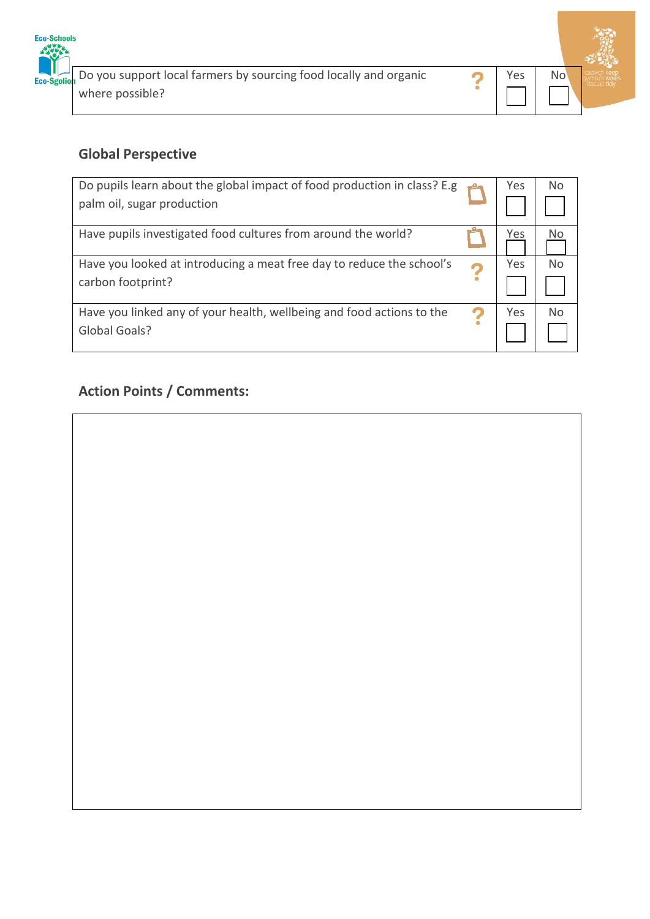| | | Yes | No |
|---|---|---|---|
| Do you support local farmers by sourcing food locally and organic where possible? | ? | ☐ | ☐ |

## Global Perspective

| | | Yes | No |
|---|---|---|---|
| Do pupils learn about the global impact of food production in class? E.g palm oil, sugar production | | ☐ | ☐ |
| Have pupils investigated food cultures from around the world? | | ☐ | ☐ |
| Have you looked at introducing a meat free day to reduce the school's carbon footprint? | ? | ☐ | ☐ |
| Have you linked any of your health, wellbeing and food actions to the Global Goals? | ? | ☐ | ☐ |

## Action Points / Comments: